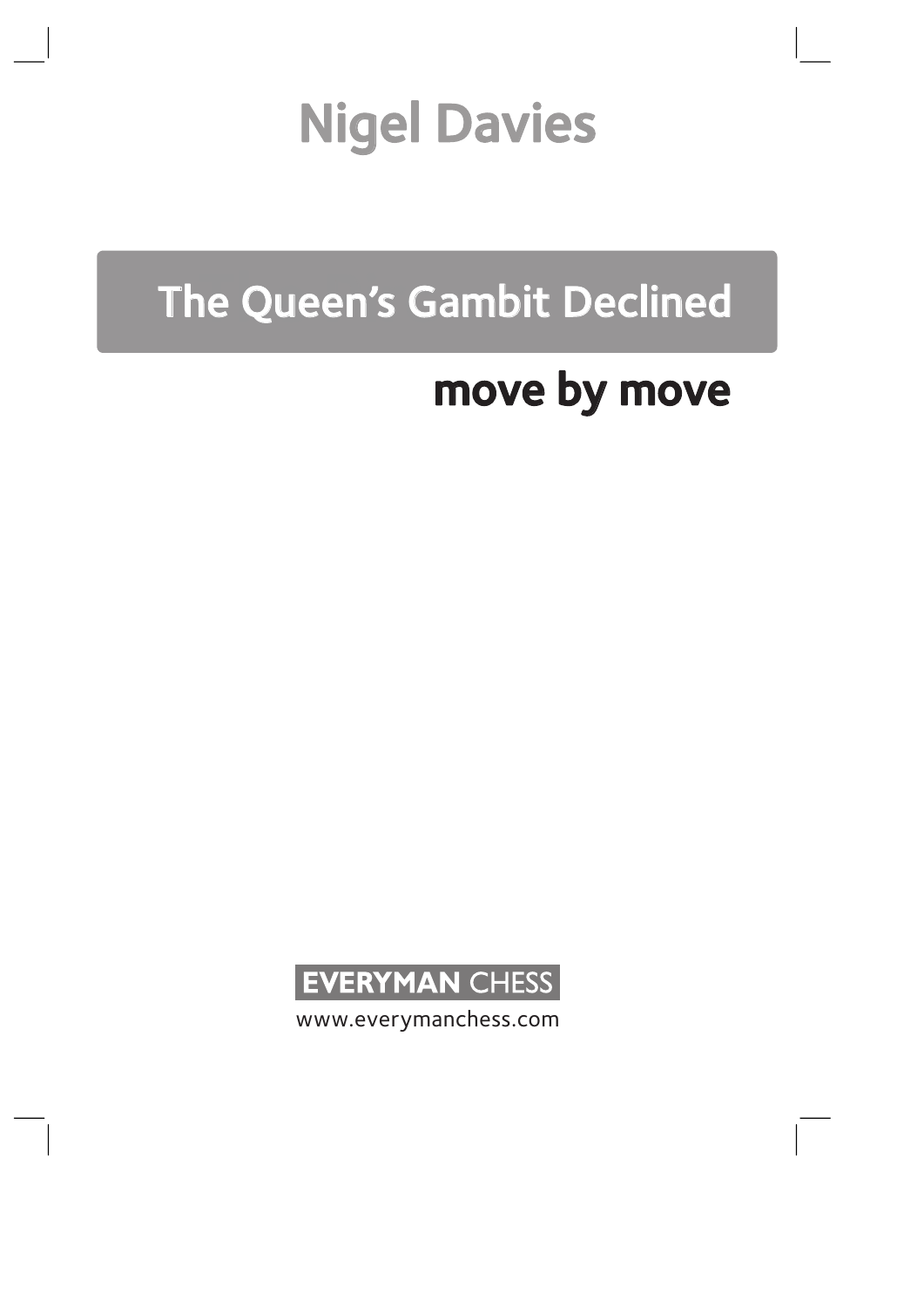# Nigel Davies

# The Queen's Gambit Declined

## move by move

EVERYMAN CHESS

www.everymanchess.com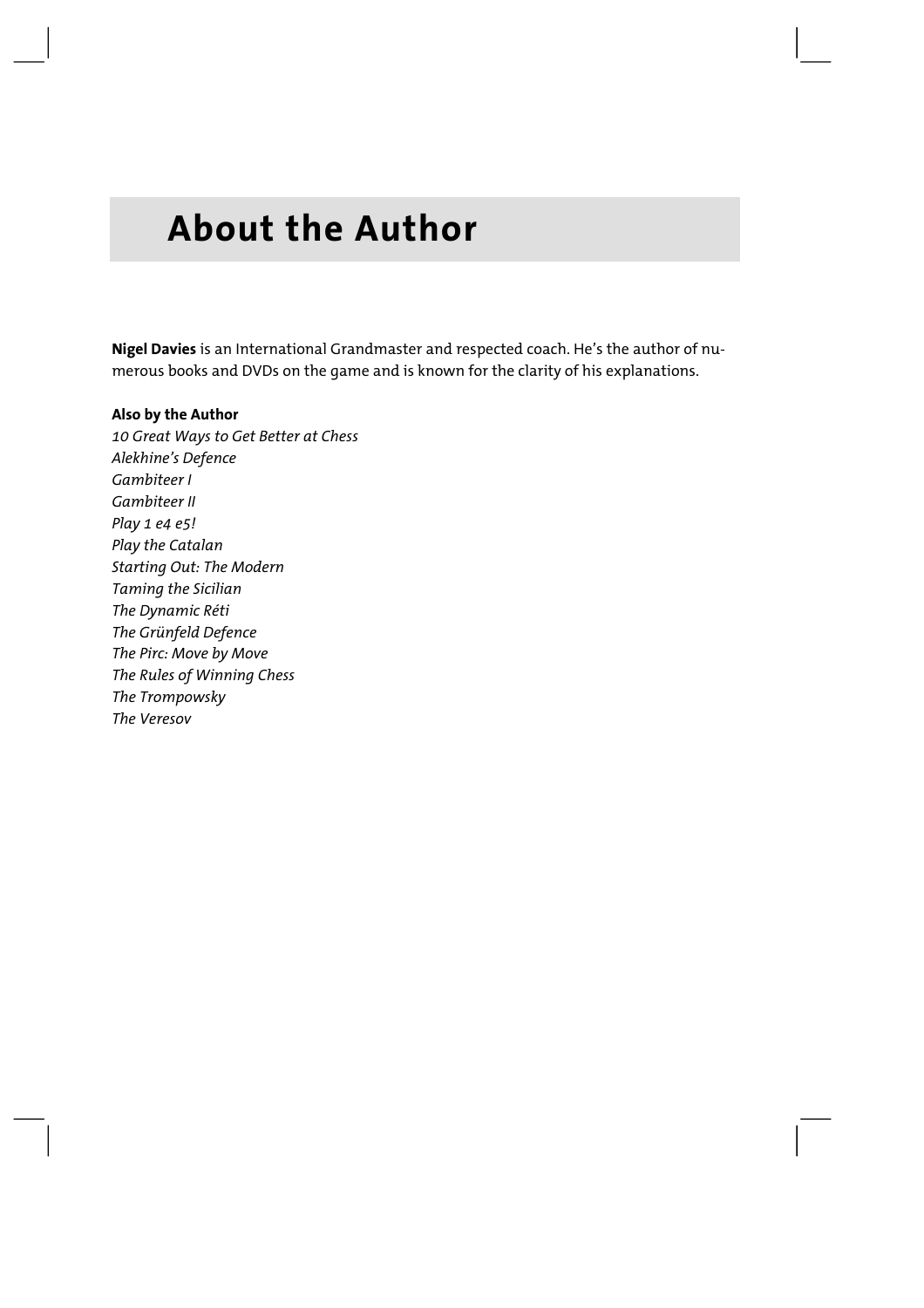# About the Author

**Nigel Davies** is an International Grandmaster and respected coach. He's the author of numerous books and DVDs on the game and is known for the clarity of his explanations.

**Also by the Author**

*10 Great Ways to Get Better at Chess*
*Alekhine's Defence*
*Gambiteer I*
*Gambiteer II*
*Play 1 e4 e5!*
*Play the Catalan*
*Starting Out: The Modern*
*Taming the Sicilian*
*The Dynamic Réti*
*The Grünfeld Defence*
*The Pirc: Move by Move*
*The Rules of Winning Chess*
*The Trompowsky*
*The Veresov*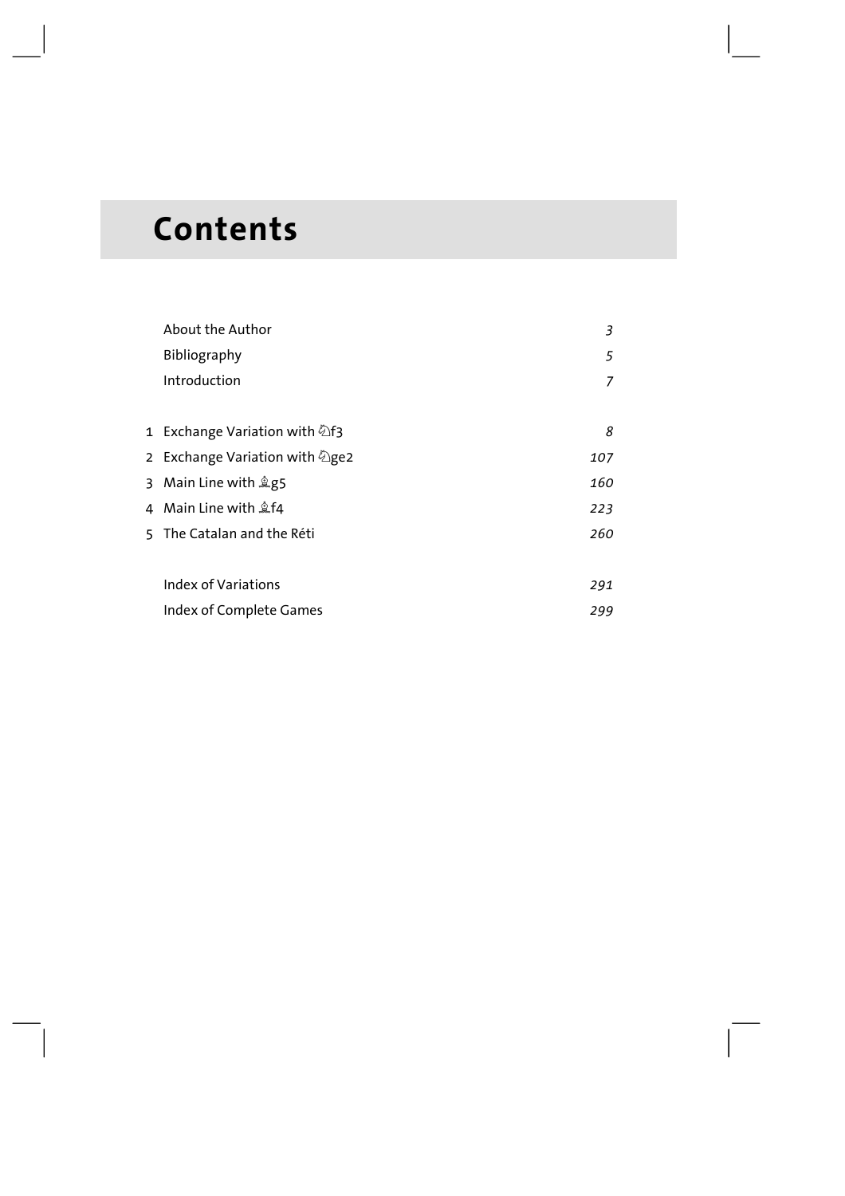# Contents

| | | |
|---|---|---|
| | About the Author | *3* |
| | Bibliography | *5* |
| | Introduction | *7* |
| 1 | Exchange Variation with ♘f3 | *8* |
| 2 | Exchange Variation with ♘ge2 | *107* |
| 3 | Main Line with ♗g5 | *160* |
| 4 | Main Line with ♗f4 | *223* |
| 5 | The Catalan and the Réti | *260* |
| | Index of Variations | *291* |
| | Index of Complete Games | *299* |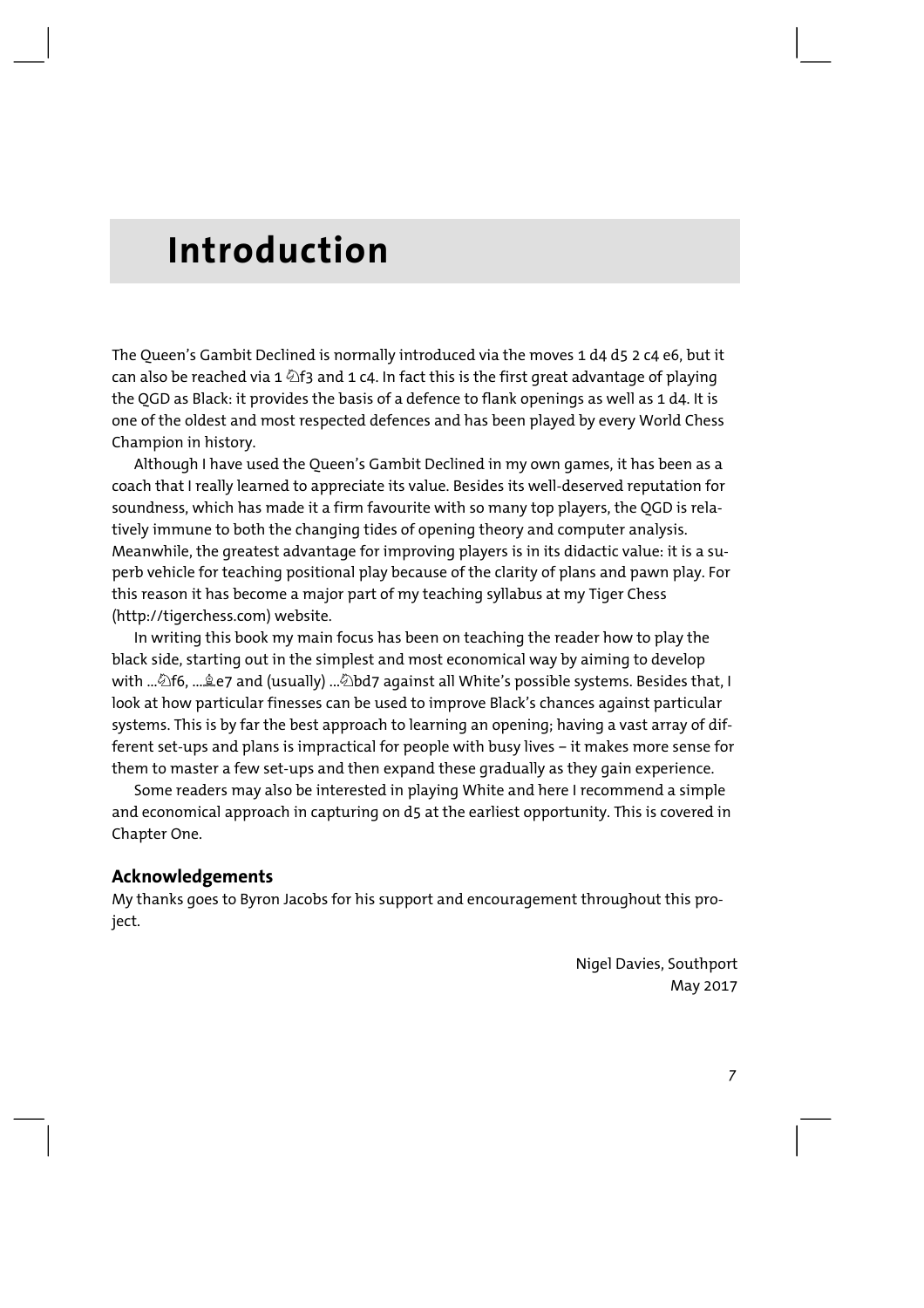# Introduction

The Queen's Gambit Declined is normally introduced via the moves 1 d4 d5 2 c4 e6, but it can also be reached via 1 ♘f3 and 1 c4. In fact this is the first great advantage of playing the QGD as Black: it provides the basis of a defence to flank openings as well as 1 d4. It is one of the oldest and most respected defences and has been played by every World Chess Champion in history.

Although I have used the Queen's Gambit Declined in my own games, it has been as a coach that I really learned to appreciate its value. Besides its well-deserved reputation for soundness, which has made it a firm favourite with so many top players, the QGD is relatively immune to both the changing tides of opening theory and computer analysis. Meanwhile, the greatest advantage for improving players is in its didactic value: it is a superb vehicle for teaching positional play because of the clarity of plans and pawn play. For this reason it has become a major part of my teaching syllabus at my Tiger Chess (http://tigerchess.com) website.

In writing this book my main focus has been on teaching the reader how to play the black side, starting out in the simplest and most economical way by aiming to develop with ...♘f6, ...♗e7 and (usually) ...♘bd7 against all White's possible systems. Besides that, I look at how particular finesses can be used to improve Black's chances against particular systems. This is by far the best approach to learning an opening; having a vast array of different set-ups and plans is impractical for people with busy lives – it makes more sense for them to master a few set-ups and then expand these gradually as they gain experience.

Some readers may also be interested in playing White and here I recommend a simple and economical approach in capturing on d5 at the earliest opportunity. This is covered in Chapter One.

## Acknowledgements

My thanks goes to Byron Jacobs for his support and encouragement throughout this project.

Nigel Davies, Southport
May 2017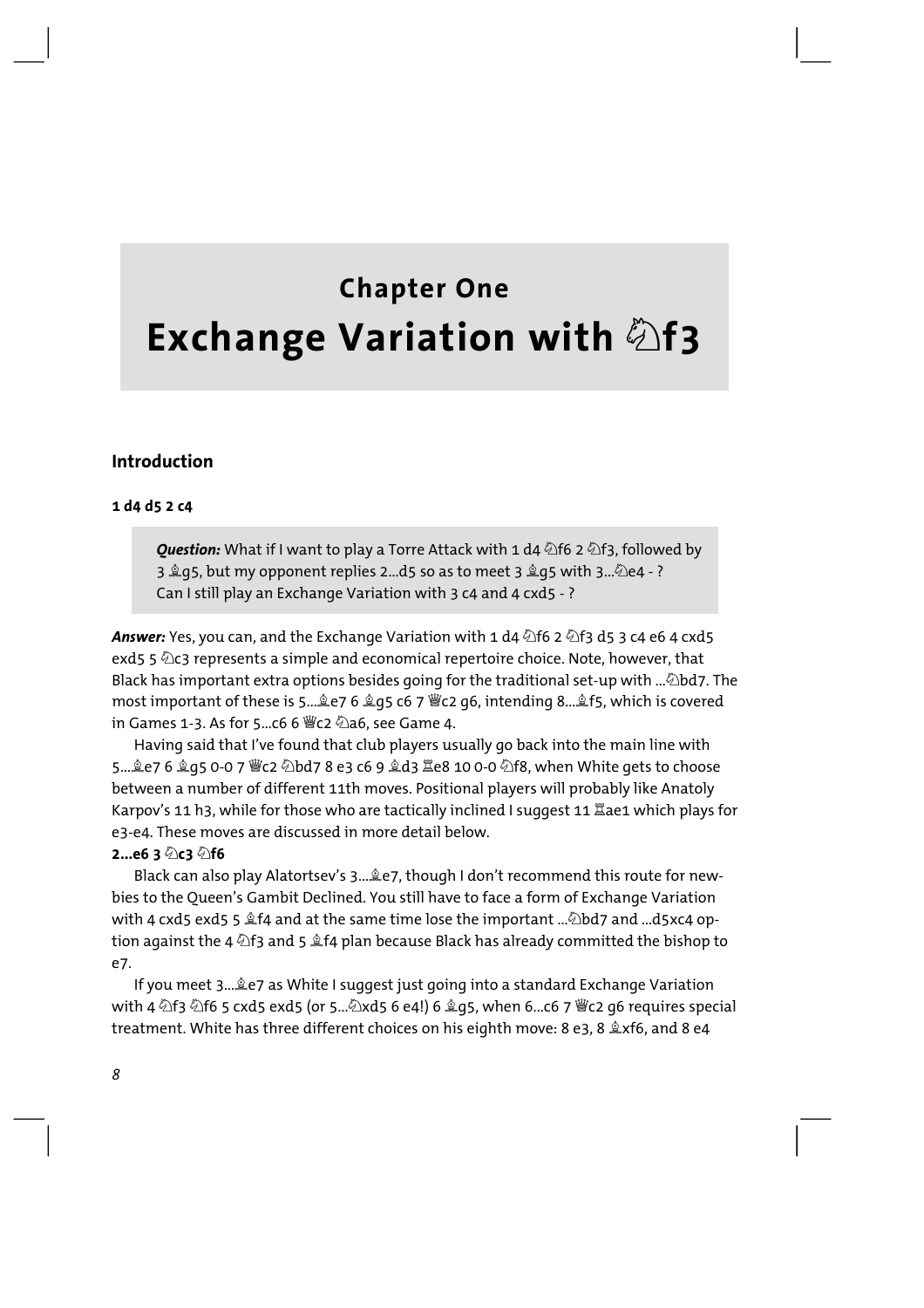# Chapter One
# Exchange Variation with ♘f3

## Introduction

**1 d4 d5 2 c4**

> ***Question:*** What if I want to play a Torre Attack with 1 d4 ♘f6 2 ♘f3, followed by 3 ♗g5, but my opponent replies 2...d5 so as to meet 3 ♗g5 with 3...♘e4 - ? Can I still play an Exchange Variation with 3 c4 and 4 cxd5 - ?

***Answer:*** Yes, you can, and the Exchange Variation with 1 d4 ♘f6 2 ♘f3 d5 3 c4 e6 4 cxd5 exd5 5 ♘c3 represents a simple and economical repertoire choice. Note, however, that Black has important extra options besides going for the traditional set-up with ...♘bd7. The most important of these is 5...♗e7 6 ♗g5 c6 7 ♕c2 g6, intending 8...♗f5, which is covered in Games 1-3. As for 5...c6 6 ♕c2 ♘a6, see Game 4.

Having said that I've found that club players usually go back into the main line with 5...♗e7 6 ♗g5 0-0 7 ♕c2 ♘bd7 8 e3 c6 9 ♗d3 ♖e8 10 0-0 ♘f8, when White gets to choose between a number of different 11th moves. Positional players will probably like Anatoly Karpov's 11 h3, while for those who are tactically inclined I suggest 11 ♖ae1 which plays for e3-e4. These moves are discussed in more detail below.

**2...e6 3 ♘c3 ♘f6**

Black can also play Alatortsev's 3...♗e7, though I don't recommend this route for newbies to the Queen's Gambit Declined. You still have to face a form of Exchange Variation with 4 cxd5 exd5 5 ♗f4 and at the same time lose the important ...♘bd7 and ...d5xc4 option against the 4 ♘f3 and 5 ♗f4 plan because Black has already committed the bishop to e7.

If you meet 3...♗e7 as White I suggest just going into a standard Exchange Variation with 4 ♘f3 ♘f6 5 cxd5 exd5 (or 5...♘xd5 6 e4!) 6 ♗g5, when 6...c6 7 ♕c2 g6 requires special treatment. White has three different choices on his eighth move: 8 e3, 8 ♗xf6, and 8 e4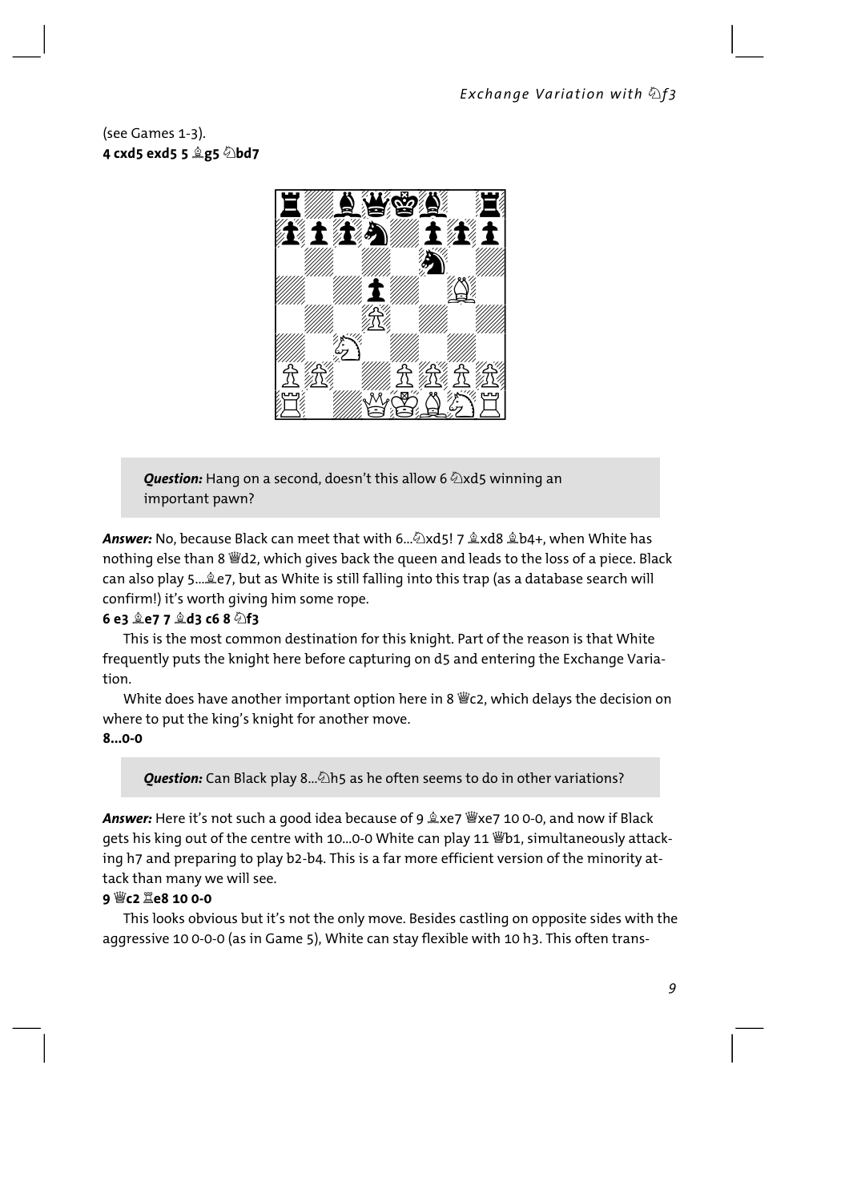(see Games 1-3).

**4 cxd5 exd5 5 ♗g5 ♘bd7**

> ***Question:*** Hang on a second, doesn't this allow 6 ♘xd5 winning an important pawn?

***Answer:*** No, because Black can meet that with 6...♘xd5! 7 ♗xd8 ♗b4+, when White has nothing else than 8 ♕d2, which gives back the queen and leads to the loss of a piece. Black can also play 5...♗e7, but as White is still falling into this trap (as a database search will confirm!) it's worth giving him some rope.

**6 e3 ♗e7 7 ♗d3 c6 8 ♘f3**

This is the most common destination for this knight. Part of the reason is that White frequently puts the knight here before capturing on d5 and entering the Exchange Variation.

White does have another important option here in 8 ♕c2, which delays the decision on where to put the king's knight for another move.

**8...0-0**

> ***Question:*** Can Black play 8...♘h5 as he often seems to do in other variations?

***Answer:*** Here it's not such a good idea because of 9 ♗xe7 ♕xe7 10 0-0, and now if Black gets his king out of the centre with 10...0-0 White can play 11 ♕b1, simultaneously attacking h7 and preparing to play b2-b4. This is a far more efficient version of the minority attack than many we will see.

**9 ♕c2 ♖e8 10 0-0**

This looks obvious but it's not the only move. Besides castling on opposite sides with the aggressive 10 0-0-0 (as in Game 5), White can stay flexible with 10 h3. This often trans-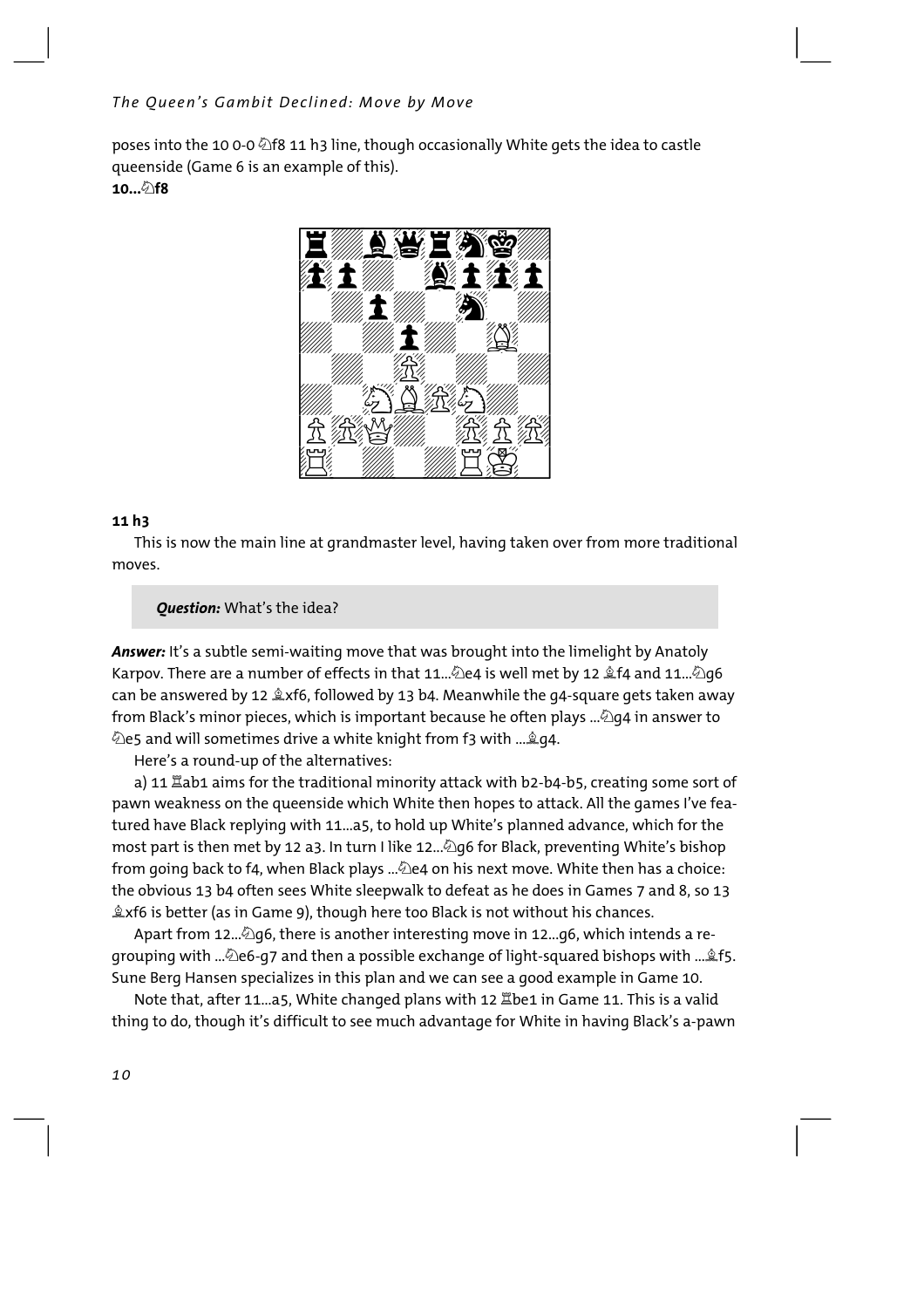poses into the 10 0-0 ♘f8 11 h3 line, though occasionally White gets the idea to castle queenside (Game 6 is an example of this).

**10...♘f8**

**11 h3**

This is now the main line at grandmaster level, having taken over from more traditional moves.

> ***Question:*** What's the idea?

***Answer:*** It's a subtle semi-waiting move that was brought into the limelight by Anatoly Karpov. There are a number of effects in that 11...♘e4 is well met by 12 ♗f4 and 11...♘g6 can be answered by 12 ♗xf6, followed by 13 b4. Meanwhile the g4-square gets taken away from Black's minor pieces, which is important because he often plays ...♘g4 in answer to ♘e5 and will sometimes drive a white knight from f3 with ...♗g4.

Here's a round-up of the alternatives:

a) 11 ♖ab1 aims for the traditional minority attack with b2-b4-b5, creating some sort of pawn weakness on the queenside which White then hopes to attack. All the games I've featured have Black replying with 11...a5, to hold up White's planned advance, which for the most part is then met by 12 a3. In turn I like 12...♘g6 for Black, preventing White's bishop from going back to f4, when Black plays ...♘e4 on his next move. White then has a choice: the obvious 13 b4 often sees White sleepwalk to defeat as he does in Games 7 and 8, so 13 ♗xf6 is better (as in Game 9), though here too Black is not without his chances.

Apart from 12...♘g6, there is another interesting move in 12...g6, which intends a regrouping with ...♘e6-g7 and then a possible exchange of light-squared bishops with ...♗f5. Sune Berg Hansen specializes in this plan and we can see a good example in Game 10.

Note that, after 11...a5, White changed plans with 12 ♖be1 in Game 11. This is a valid thing to do, though it's difficult to see much advantage for White in having Black's a-pawn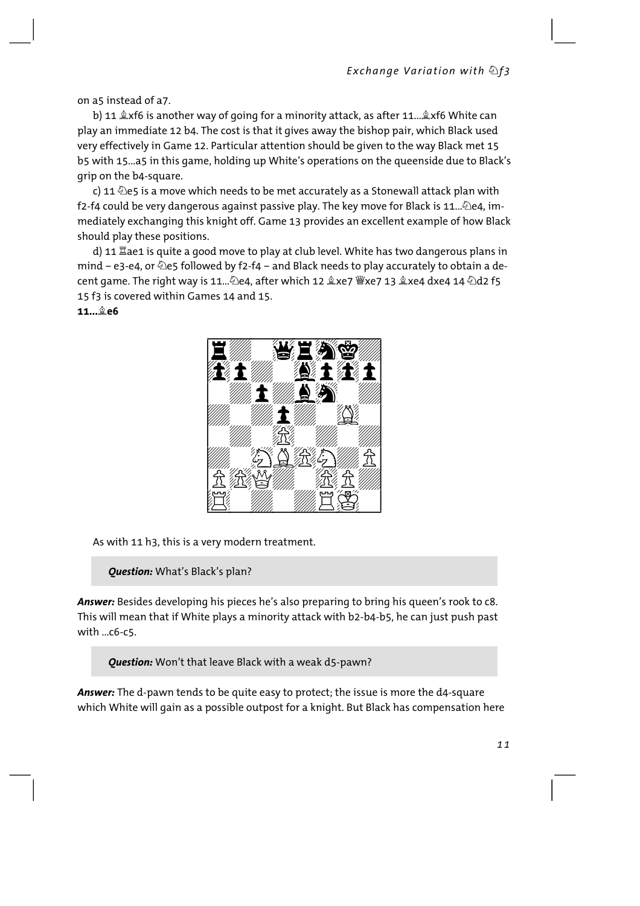on a5 instead of a7.

b) 11 ♗xf6 is another way of going for a minority attack, as after 11...♗xf6 White can play an immediate 12 b4. The cost is that it gives away the bishop pair, which Black used very effectively in Game 12. Particular attention should be given to the way Black met 15 b5 with 15...a5 in this game, holding up White's operations on the queenside due to Black's grip on the b4-square.

c) 11 ♘e5 is a move which needs to be met accurately as a Stonewall attack plan with f2-f4 could be very dangerous against passive play. The key move for Black is 11...♘e4, immediately exchanging this knight off. Game 13 provides an excellent example of how Black should play these positions.

d) 11 ♖ae1 is quite a good move to play at club level. White has two dangerous plans in mind – e3-e4, or ♘e5 followed by f2-f4 – and Black needs to play accurately to obtain a decent game. The right way is 11...♘e4, after which 12 ♗xe7 ♕xe7 13 ♗xe4 dxe4 14 ♘d2 f5 15 f3 is covered within Games 14 and 15.

**11...♗e6**

As with 11 h3, this is a very modern treatment.

> ***Question:*** What's Black's plan?

***Answer:*** Besides developing his pieces he's also preparing to bring his queen's rook to c8. This will mean that if White plays a minority attack with b2-b4-b5, he can just push past with ...c6-c5.

> ***Question:*** Won't that leave Black with a weak d5-pawn?

***Answer:*** The d-pawn tends to be quite easy to protect; the issue is more the d4-square which White will gain as a possible outpost for a knight. But Black has compensation here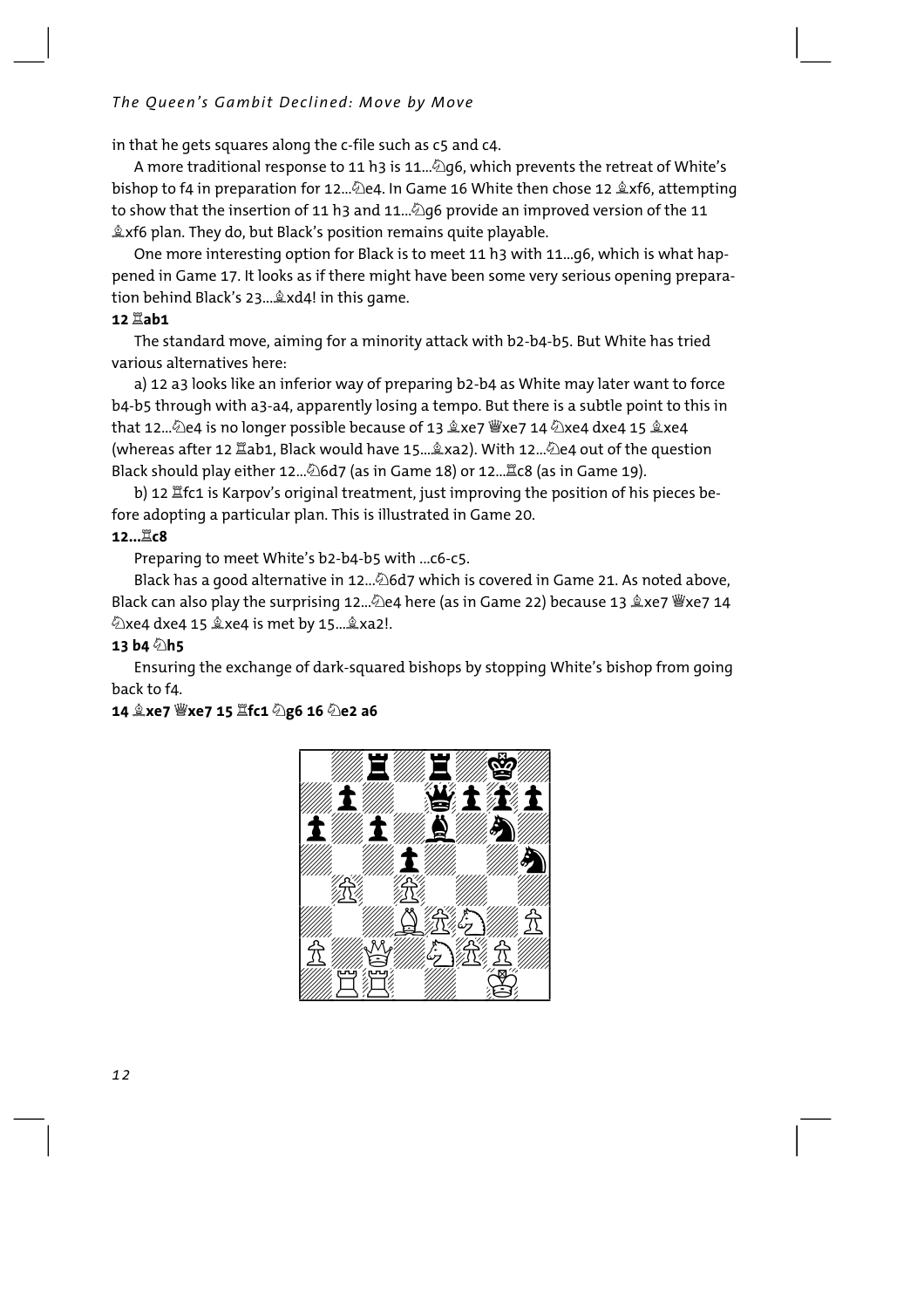in that he gets squares along the c-file such as c5 and c4.

A more traditional response to 11 h3 is 11...♘g6, which prevents the retreat of White's bishop to f4 in preparation for 12...♘e4. In Game 16 White then chose 12 ♗xf6, attempting to show that the insertion of 11 h3 and 11...♘g6 provide an improved version of the 11 ♗xf6 plan. They do, but Black's position remains quite playable.

One more interesting option for Black is to meet 11 h3 with 11...g6, which is what happened in Game 17. It looks as if there might have been some very serious opening preparation behind Black's 23...♗xd4! in this game.

**12 ♖ab1**

The standard move, aiming for a minority attack with b2-b4-b5. But White has tried various alternatives here:

a) 12 a3 looks like an inferior way of preparing b2-b4 as White may later want to force b4-b5 through with a3-a4, apparently losing a tempo. But there is a subtle point to this in that 12...♘e4 is no longer possible because of 13 ♗xe7 ♕xe7 14 ♘xe4 dxe4 15 ♗xe4 (whereas after 12 ♖ab1, Black would have 15...♗xa2). With 12...♘e4 out of the question Black should play either 12...♘6d7 (as in Game 18) or 12...♖c8 (as in Game 19).

b) 12 ♖fc1 is Karpov's original treatment, just improving the position of his pieces before adopting a particular plan. This is illustrated in Game 20.

**12...♖c8**

Preparing to meet White's b2-b4-b5 with ...c6-c5.

Black has a good alternative in 12...♘6d7 which is covered in Game 21. As noted above, Black can also play the surprising 12...♘e4 here (as in Game 22) because 13 ♗xe7 ♕xe7 14 ♘xe4 dxe4 15 ♗xe4 is met by 15...♗xa2!.

**13 b4 ♘h5**

Ensuring the exchange of dark-squared bishops by stopping White's bishop from going back to f4.

**14 ♗xe7 ♕xe7 15 ♖fc1 ♘g6 16 ♘e2 a6**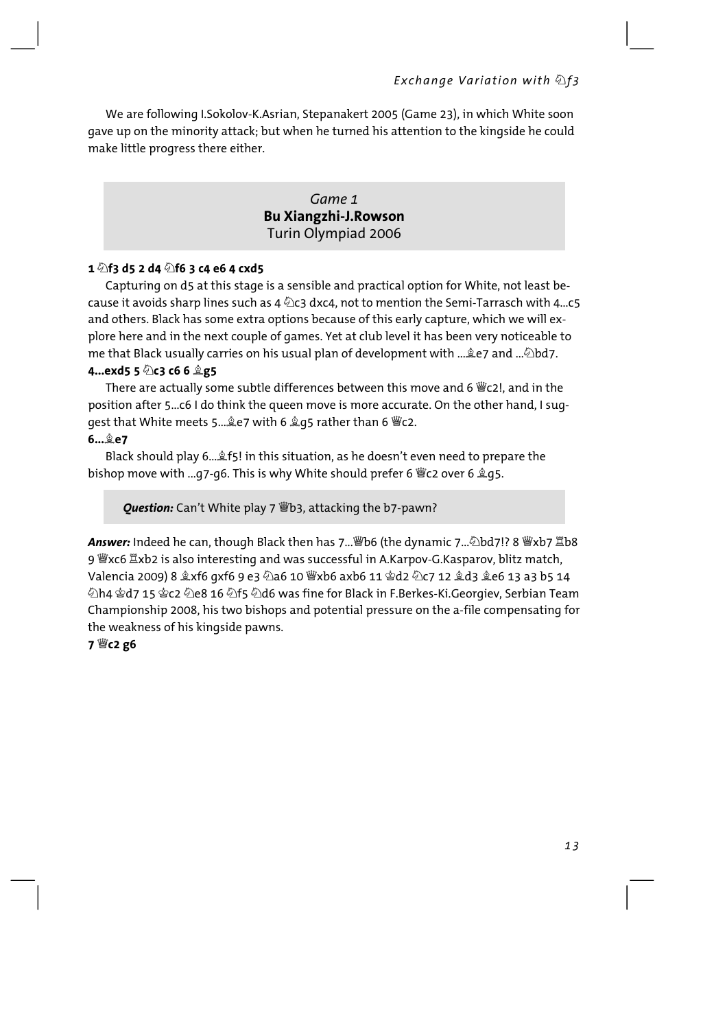We are following I.Sokolov-K.Asrian, Stepanakert 2005 (Game 23), in which White soon gave up on the minority attack; but when he turned his attention to the kingside he could make little progress there either.

## Game 1
### Bu Xiangzhi-J.Rowson
Turin Olympiad 2006

**1 ♘f3 d5 2 d4 ♘f6 3 c4 e6 4 cxd5**

Capturing on d5 at this stage is a sensible and practical option for White, not least because it avoids sharp lines such as 4 ♘c3 dxc4, not to mention the Semi-Tarrasch with 4...c5 and others. Black has some extra options because of this early capture, which we will explore here and in the next couple of games. Yet at club level it has been very noticeable to me that Black usually carries on his usual plan of development with ...♗e7 and ...♘bd7.

**4...exd5 5 ♘c3 c6 6 ♗g5**

There are actually some subtle differences between this move and 6 ♕c2!, and in the position after 5...c6 I do think the queen move is more accurate. On the other hand, I suggest that White meets 5...♗e7 with 6 ♗g5 rather than 6 ♕c2.

**6...♗e7**

Black should play 6...♗f5! in this situation, as he doesn't even need to prepare the bishop move with ...g7-g6. This is why White should prefer 6 ♕c2 over 6 ♗g5.

***Question:*** Can't White play 7 ♕b3, attacking the b7-pawn?

***Answer:*** Indeed he can, though Black then has 7...♕b6 (the dynamic 7...♘bd7!? 8 ♕xb7 ♖b8 9 ♕xc6 ♖xb2 is also interesting and was successful in A.Karpov-G.Kasparov, blitz match, Valencia 2009) 8 ♗xf6 gxf6 9 e3 ♘a6 10 ♕xb6 axb6 11 ♔d2 ♘c7 12 ♗d3 ♗e6 13 a3 b5 14 ♘h4 ♔d7 15 ♔c2 ♘e8 16 ♘f5 ♘d6 was fine for Black in F.Berkes-Ki.Georgiev, Serbian Team Championship 2008, his two bishops and potential pressure on the a-file compensating for the weakness of his kingside pawns.

**7 ♕c2 g6**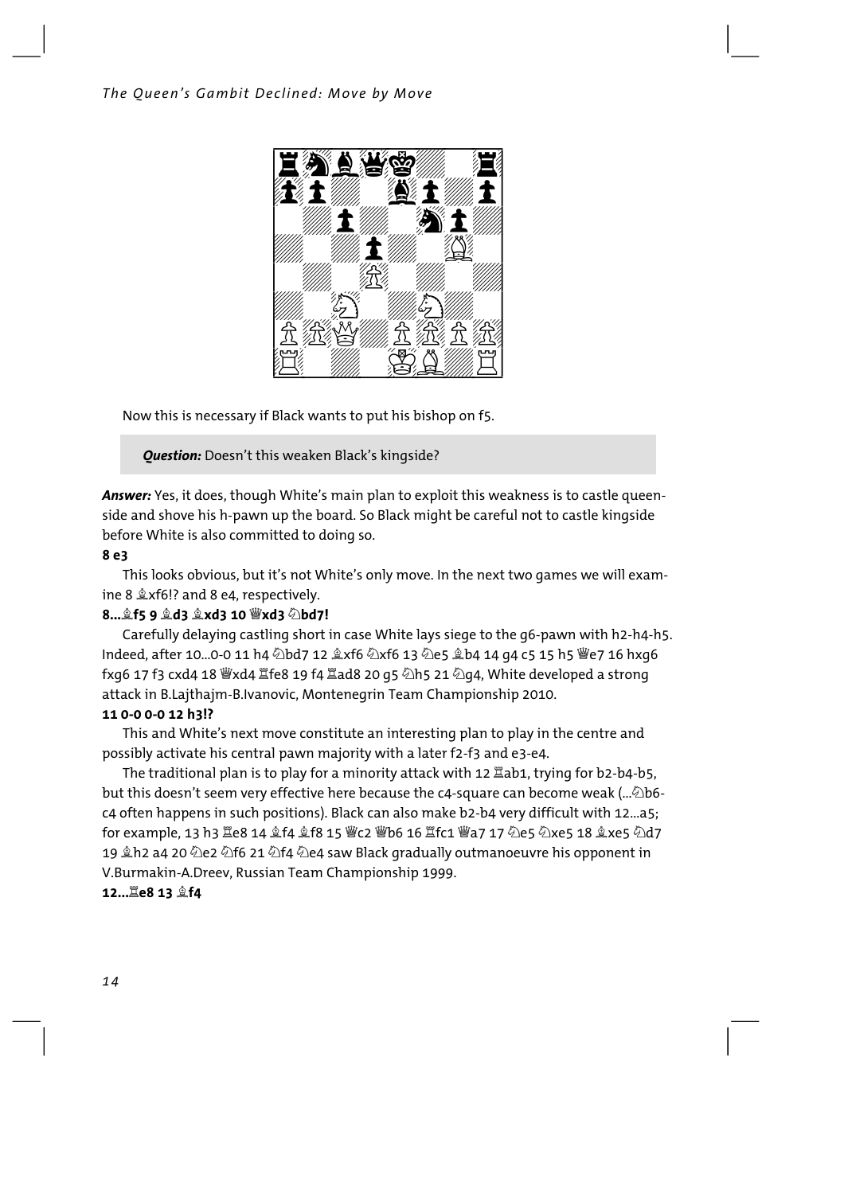Now this is necessary if Black wants to put his bishop on f5.

> ***Question:*** Doesn't this weaken Black's kingside?

***Answer:*** Yes, it does, though White's main plan to exploit this weakness is to castle queenside and shove his h-pawn up the board. So Black might be careful not to castle kingside before White is also committed to doing so.

**8 e3**

This looks obvious, but it's not White's only move. In the next two games we will examine 8 ♗xf6!? and 8 e4, respectively.

**8...♗f5 9 ♗d3 ♗xd3 10 ♕xd3 ♘bd7!**

Carefully delaying castling short in case White lays siege to the g6-pawn with h2-h4-h5. Indeed, after 10...0-0 11 h4 ♘bd7 12 ♗xf6 ♘xf6 13 ♘e5 ♗b4 14 g4 c5 15 h5 ♕e7 16 hxg6 fxg6 17 f3 cxd4 18 ♕xd4 ♖fe8 19 f4 ♖ad8 20 g5 ♘h5 21 ♘g4, White developed a strong attack in B.Lajthajm-B.Ivanovic, Montenegrin Team Championship 2010.

**11 0-0 0-0 12 h3!?**

This and White's next move constitute an interesting plan to play in the centre and possibly activate his central pawn majority with a later f2-f3 and e3-e4.

The traditional plan is to play for a minority attack with 12 ♖ab1, trying for b2-b4-b5, but this doesn't seem very effective here because the c4-square can become weak (...♘b6-c4 often happens in such positions). Black can also make b2-b4 very difficult with 12...a5; for example, 13 h3 ♖e8 14 ♗f4 ♗f8 15 ♕c2 ♕b6 16 ♖fc1 ♕a7 17 ♘e5 ♘xe5 18 ♗xe5 ♘d7 19 ♗h2 a4 20 ♘e2 ♘f6 21 ♘f4 ♘e4 saw Black gradually outmanoeuvre his opponent in V.Burmakin-A.Dreev, Russian Team Championship 1999.

**12...♖e8 13 ♗f4**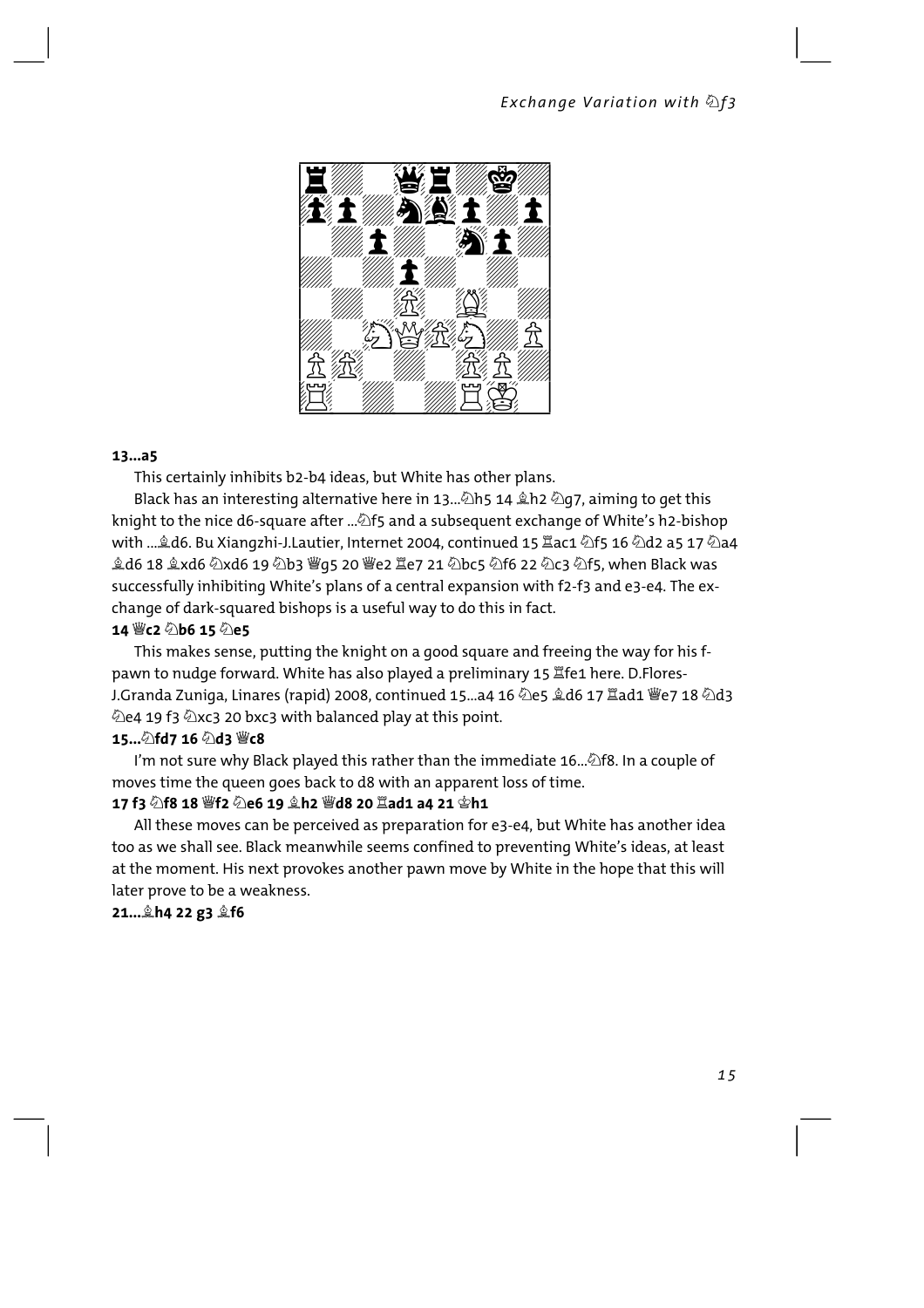**13...a5**

This certainly inhibits b2-b4 ideas, but White has other plans.

Black has an interesting alternative here in 13...♘h5 14 ♗h2 ♘g7, aiming to get this knight to the nice d6-square after ...♘f5 and a subsequent exchange of White's h2-bishop with ...♗d6. Bu Xiangzhi-J.Lautier, Internet 2004, continued 15 ♖ac1 ♘f5 16 ♘d2 a5 17 ♘a4 ♗d6 18 ♗xd6 ♘xd6 19 ♘b3 ♕g5 20 ♕e2 ♖e7 21 ♘bc5 ♘f6 22 ♘c3 ♘f5, when Black was successfully inhibiting White's plans of a central expansion with f2-f3 and e3-e4. The exchange of dark-squared bishops is a useful way to do this in fact.

**14 ♕c2 ♘b6 15 ♘e5**

This makes sense, putting the knight on a good square and freeing the way for his f-pawn to nudge forward. White has also played a preliminary 15 ♖fe1 here. D.Flores-J.Granda Zuniga, Linares (rapid) 2008, continued 15...a4 16 ♘e5 ♗d6 17 ♖ad1 ♕e7 18 ♘d3 ♘e4 19 f3 ♘xc3 20 bxc3 with balanced play at this point.

**15...♘fd7 16 ♘d3 ♕c8**

I'm not sure why Black played this rather than the immediate 16...♘f8. In a couple of moves time the queen goes back to d8 with an apparent loss of time.

**17 f3 ♘f8 18 ♕f2 ♘e6 19 ♗h2 ♕d8 20 ♖ad1 a4 21 ♔h1**

All these moves can be perceived as preparation for e3-e4, but White has another idea too as we shall see. Black meanwhile seems confined to preventing White's ideas, at least at the moment. His next provokes another pawn move by White in the hope that this will later prove to be a weakness.

**21...♗h4 22 g3 ♗f6**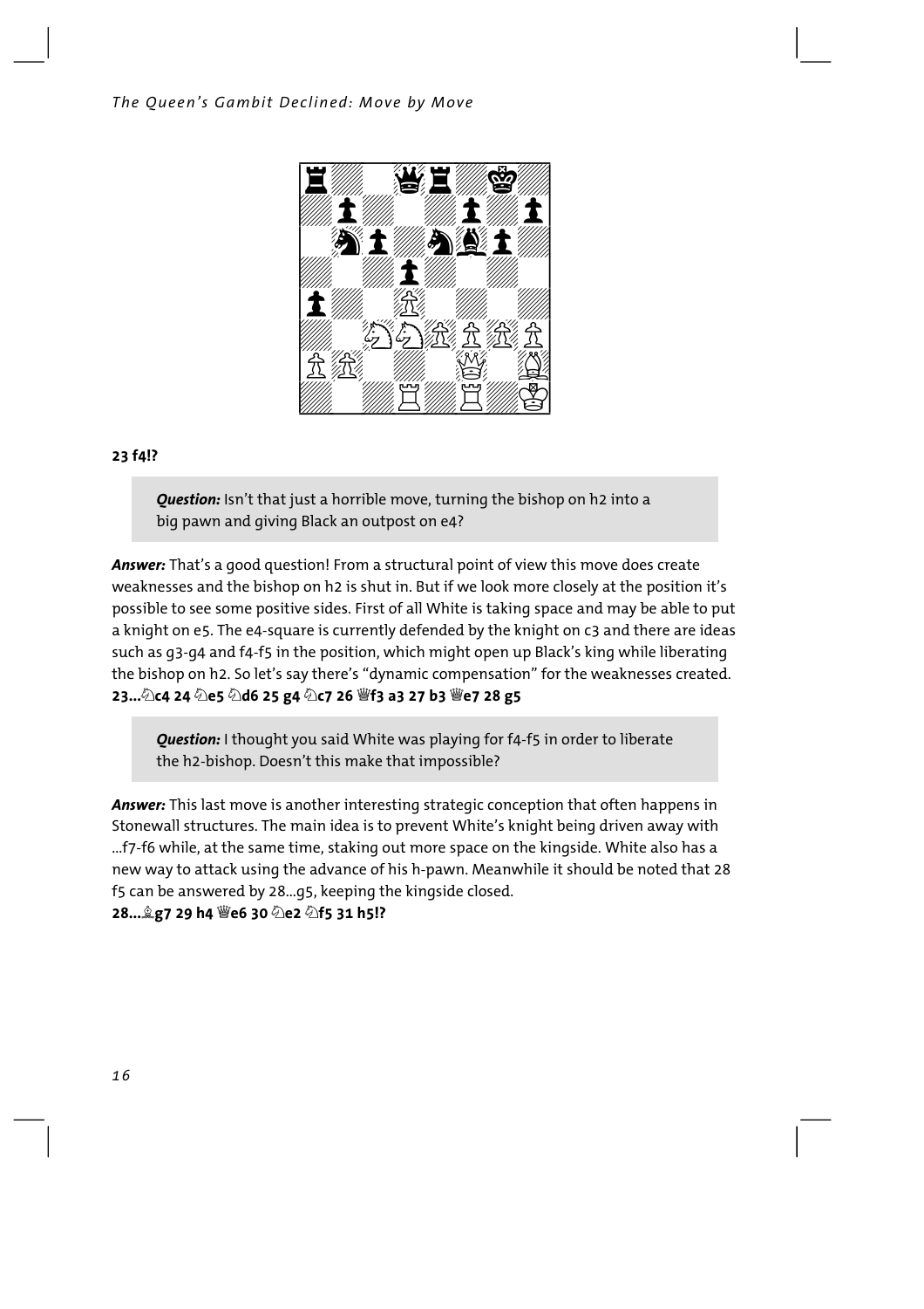**23 f4!?**

> ***Question:*** Isn't that just a horrible move, turning the bishop on h2 into a big pawn and giving Black an outpost on e4?

***Answer:*** That's a good question! From a structural point of view this move does create weaknesses and the bishop on h2 is shut in. But if we look more closely at the position it's possible to see some positive sides. First of all White is taking space and may be able to put a knight on e5. The e4-square is currently defended by the knight on c3 and there are ideas such as g3-g4 and f4-f5 in the position, which might open up Black's king while liberating the bishop on h2. So let's say there's "dynamic compensation" for the weaknesses created.
**23...♘c4 24 ♘e5 ♘d6 25 g4 ♘c7 26 ♕f3 a3 27 b3 ♕e7 28 g5**

> ***Question:*** I thought you said White was playing for f4-f5 in order to liberate the h2-bishop. Doesn't this make that impossible?

***Answer:*** This last move is another interesting strategic conception that often happens in Stonewall structures. The main idea is to prevent White's knight being driven away with ...f7-f6 while, at the same time, staking out more space on the kingside. White also has a new way to attack using the advance of his h-pawn. Meanwhile it should be noted that 28 f5 can be answered by 28...g5, keeping the kingside closed.
**28...♗g7 29 h4 ♕e6 30 ♘e2 ♘f5 31 h5!?**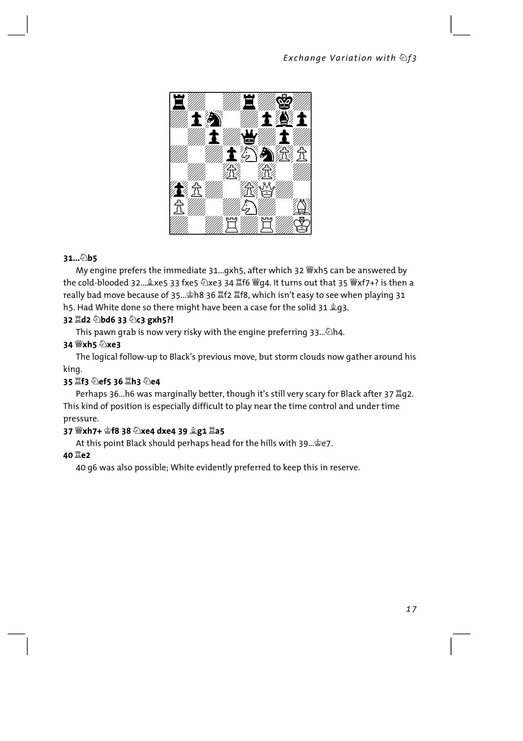**31...♘b5**

My engine prefers the immediate 31...gxh5, after which 32 ♕xh5 can be answered by the cold-blooded 32...♗xe5 33 fxe5 ♘xe3 34 ♖f6 ♕g4. It turns out that 35 ♕xf7+? is then a really bad move because of 35...♔h8 36 ♖f2 ♖f8, which isn't easy to see when playing 31 h5. Had White done so there might have been a case for the solid 31 ♗g3.

**32 ♖d2 ♘bd6 33 ♘c3 gxh5?!**

This pawn grab is now very risky with the engine preferring 33...♘h4.

**34 ♕xh5 ♘xe3**

The logical follow-up to Black's previous move, but storm clouds now gather around his king.

**35 ♖f3 ♘ef5 36 ♖h3 ♘e4**

Perhaps 36...h6 was marginally better, though it's still very scary for Black after 37 ♖g2. This kind of position is especially difficult to play near the time control and under time pressure.

**37 ♕xh7+ ♔f8 38 ♘xe4 dxe4 39 ♗g1 ♖a5**

At this point Black should perhaps head for the hills with 39...♔e7.

**40 ♖e2**

40 g6 was also possible; White evidently preferred to keep this in reserve.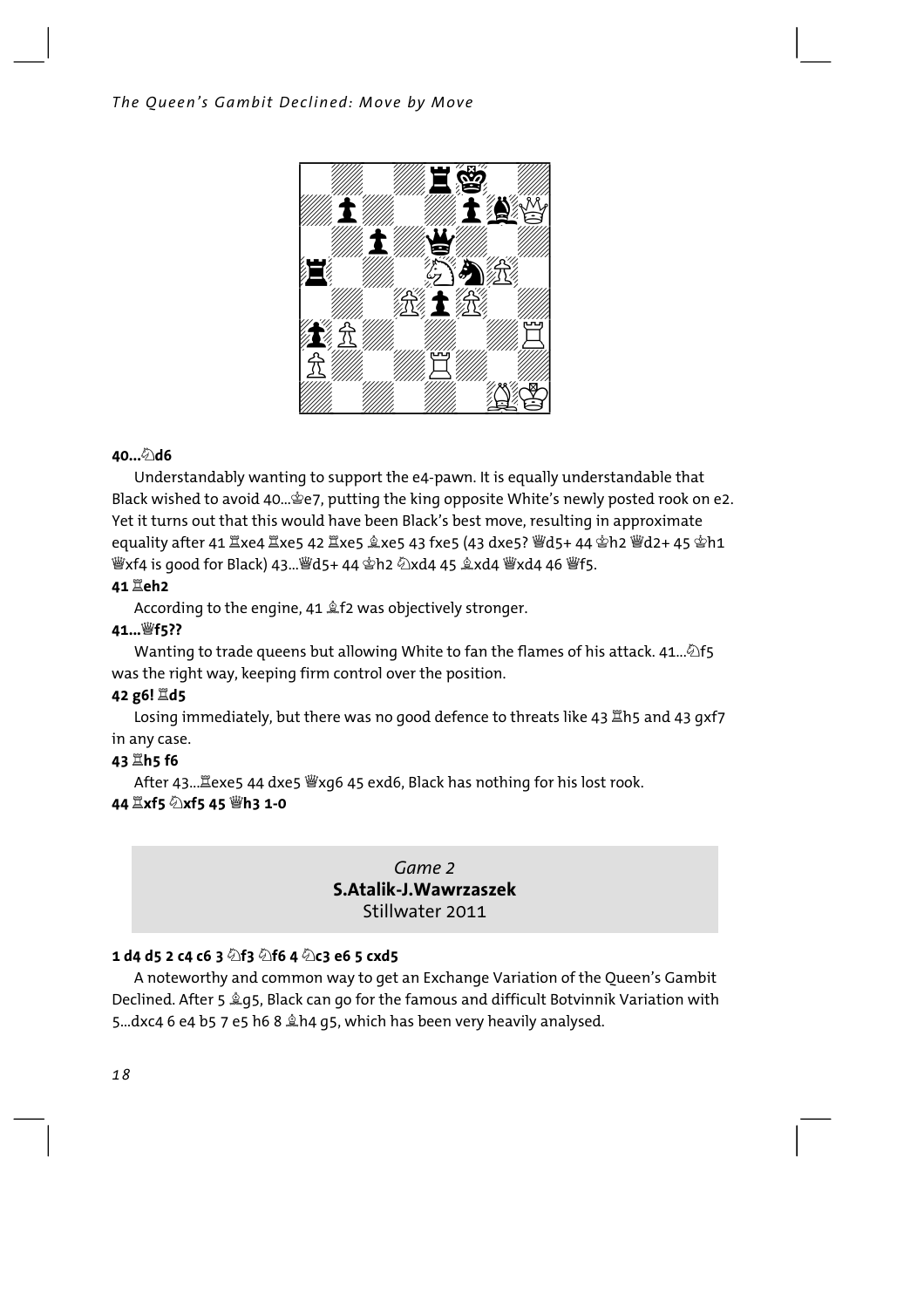**40...♘d6**

Understandably wanting to support the e4-pawn. It is equally understandable that Black wished to avoid 40...♔e7, putting the king opposite White's newly posted rook on e2. Yet it turns out that this would have been Black's best move, resulting in approximate equality after 41 ♖xe4 ♖xe5 42 ♖xe5 ♗xe5 43 fxe5 (43 dxe5? ♕d5+ 44 ♔h2 ♕d2+ 45 ♔h1 ♕xf4 is good for Black) 43...♕d5+ 44 ♔h2 ♘xd4 45 ♗xd4 ♕xd4 46 ♕f5.

**41 ♖eh2**

According to the engine, 41 ♗f2 was objectively stronger.

**41...♕f5??**

Wanting to trade queens but allowing White to fan the flames of his attack. 41...♘f5 was the right way, keeping firm control over the position.

**42 g6! ♖d5**

Losing immediately, but there was no good defence to threats like 43 ♖h5 and 43 gxf7 in any case.

**43 ♖h5 f6**

After 43...♖exe5 44 dxe5 ♕xg6 45 exd6, Black has nothing for his lost rook.

**44 ♖xf5 ♘xf5 45 ♕h3 1-0**

*Game 2*
**S.Atalik-J.Wawrzaszek**
Stillwater 2011

**1 d4 d5 2 c4 c6 3 ♘f3 ♘f6 4 ♘c3 e6 5 cxd5**

A noteworthy and common way to get an Exchange Variation of the Queen's Gambit Declined. After 5 ♗g5, Black can go for the famous and difficult Botvinnik Variation with 5...dxc4 6 e4 b5 7 e5 h6 8 ♗h4 g5, which has been very heavily analysed.